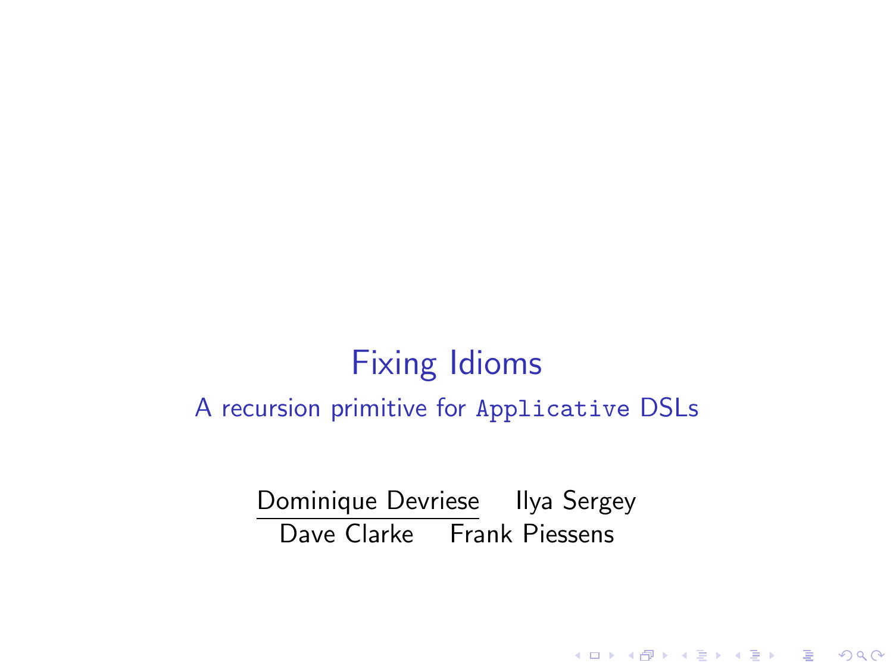# Fixing Idioms

## A recursion primitive for `Applicative` DSLs

Dominique Devriese   Ilya Sergey
Dave Clarke   Frank Piessens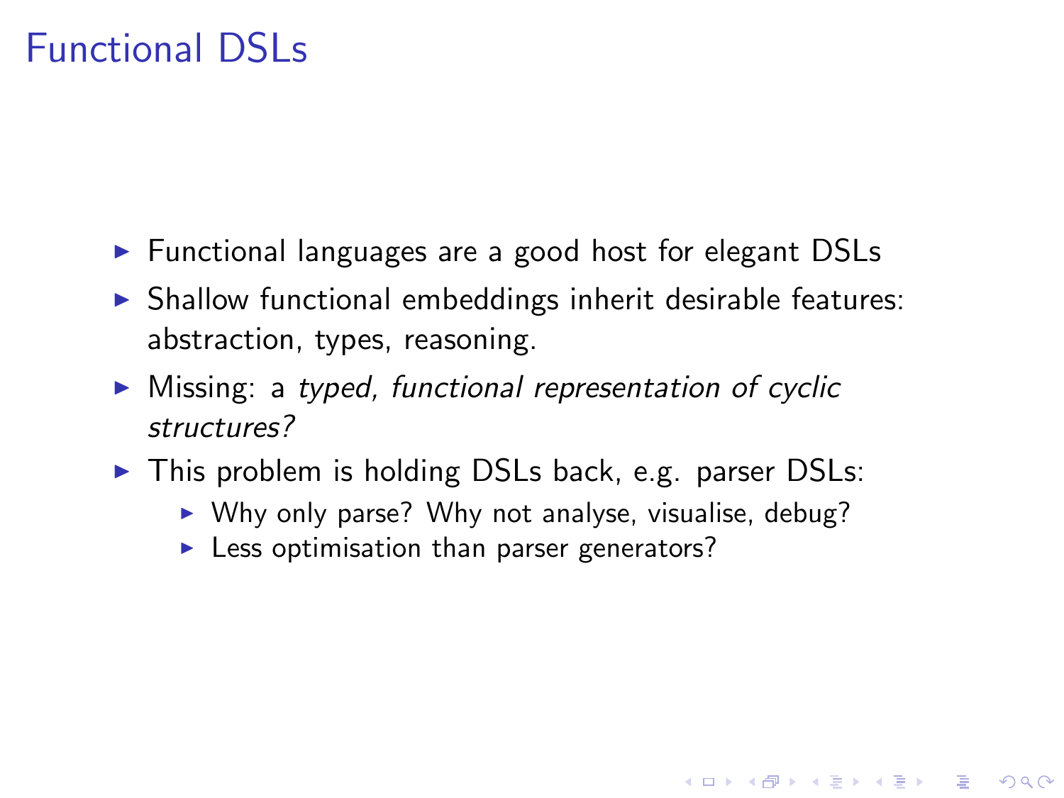# Functional DSLs

- Functional languages are a good host for elegant DSLs
- Shallow functional embeddings inherit desirable features: abstraction, types, reasoning.
- Missing: a *typed, functional representation of cyclic structures?*
- This problem is holding DSLs back, e.g. parser DSLs:
  - Why only parse? Why not analyse, visualise, debug?
  - Less optimisation than parser generators?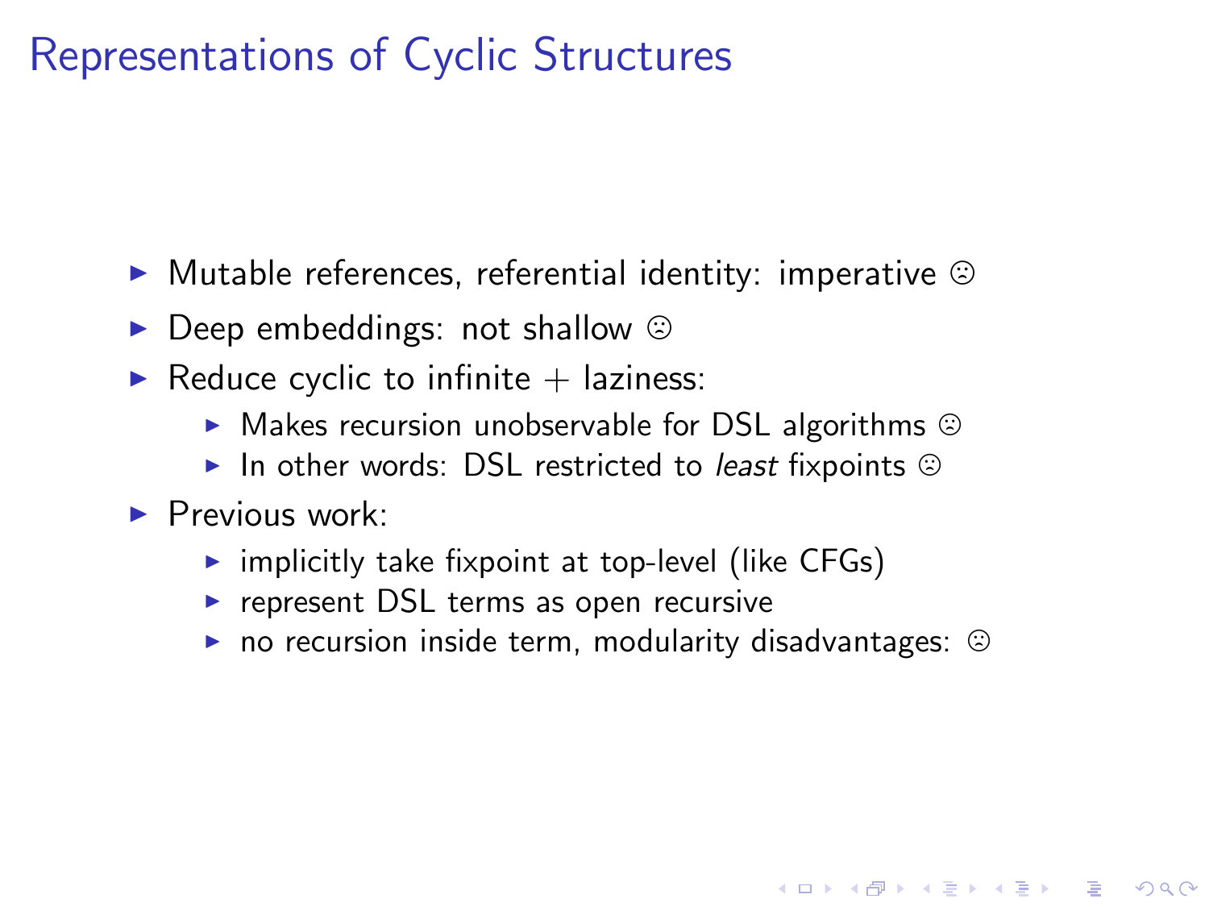# Representations of Cyclic Structures

- Mutable references, referential identity: imperative ☹
- Deep embeddings: not shallow ☹
- Reduce cyclic to infinite + laziness:
  - Makes recursion unobservable for DSL algorithms ☹
  - In other words: DSL restricted to *least* fixpoints ☹
- Previous work:
  - implicitly take fixpoint at top-level (like CFGs)
  - represent DSL terms as open recursive
  - no recursion inside term, modularity disadvantages: ☹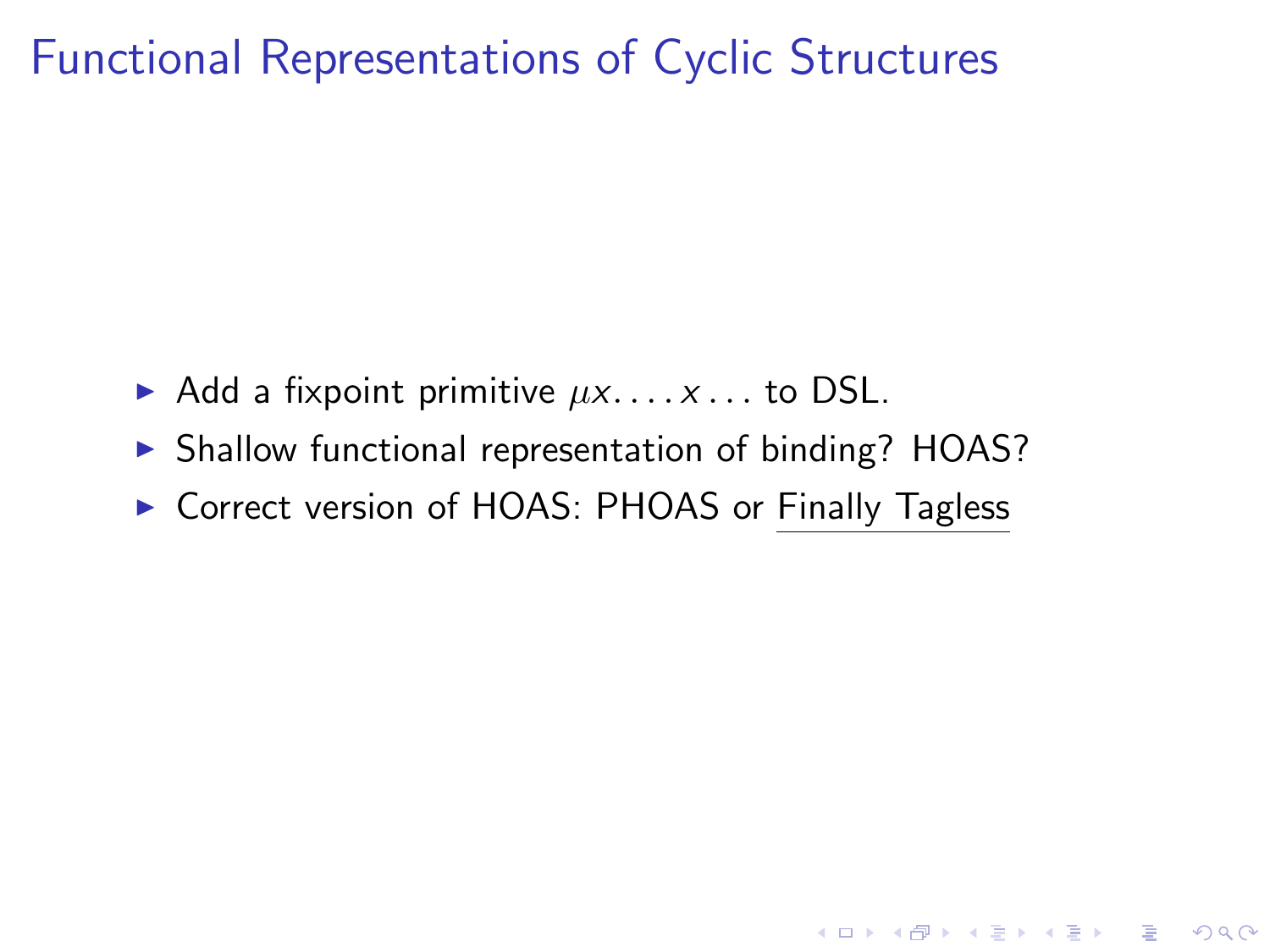# Functional Representations of Cyclic Structures

- Add a fixpoint primitive $\mu x. \dots x \dots$ to DSL.
- Shallow functional representation of binding? HOAS?
- Correct version of HOAS: PHOAS or Finally Tagless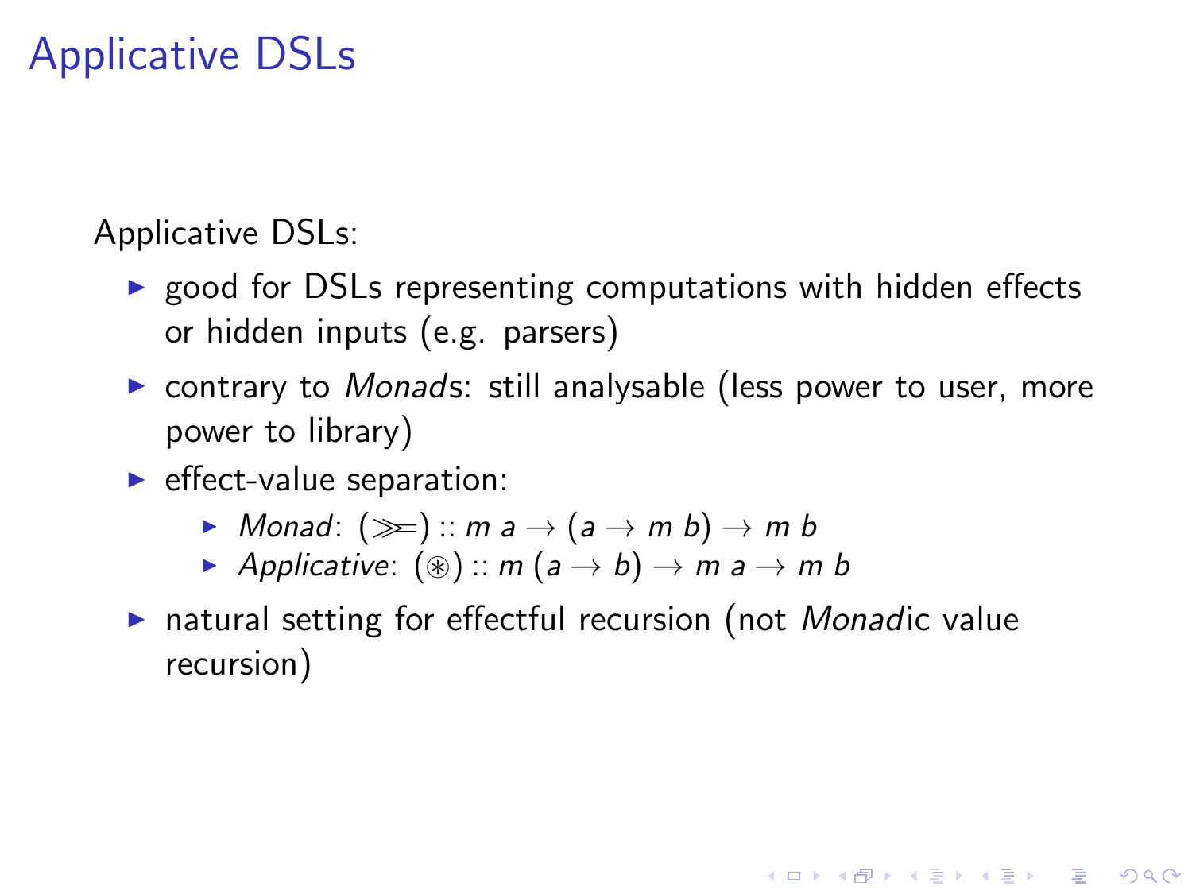# Applicative DSLs

Applicative DSLs:

- good for DSLs representing computations with hidden effects or hidden inputs (e.g. parsers)
- contrary to *Monad*s: still analysable (less power to user, more power to library)
- effect-value separation:
  - *Monad*: $(\gg=) :: m\ a \rightarrow (a \rightarrow m\ b) \rightarrow m\ b$
  - *Applicative*: $(\circledast) :: m\ (a \rightarrow b) \rightarrow m\ a \rightarrow m\ b$
- natural setting for effectful recursion (not *Monad*ic value recursion)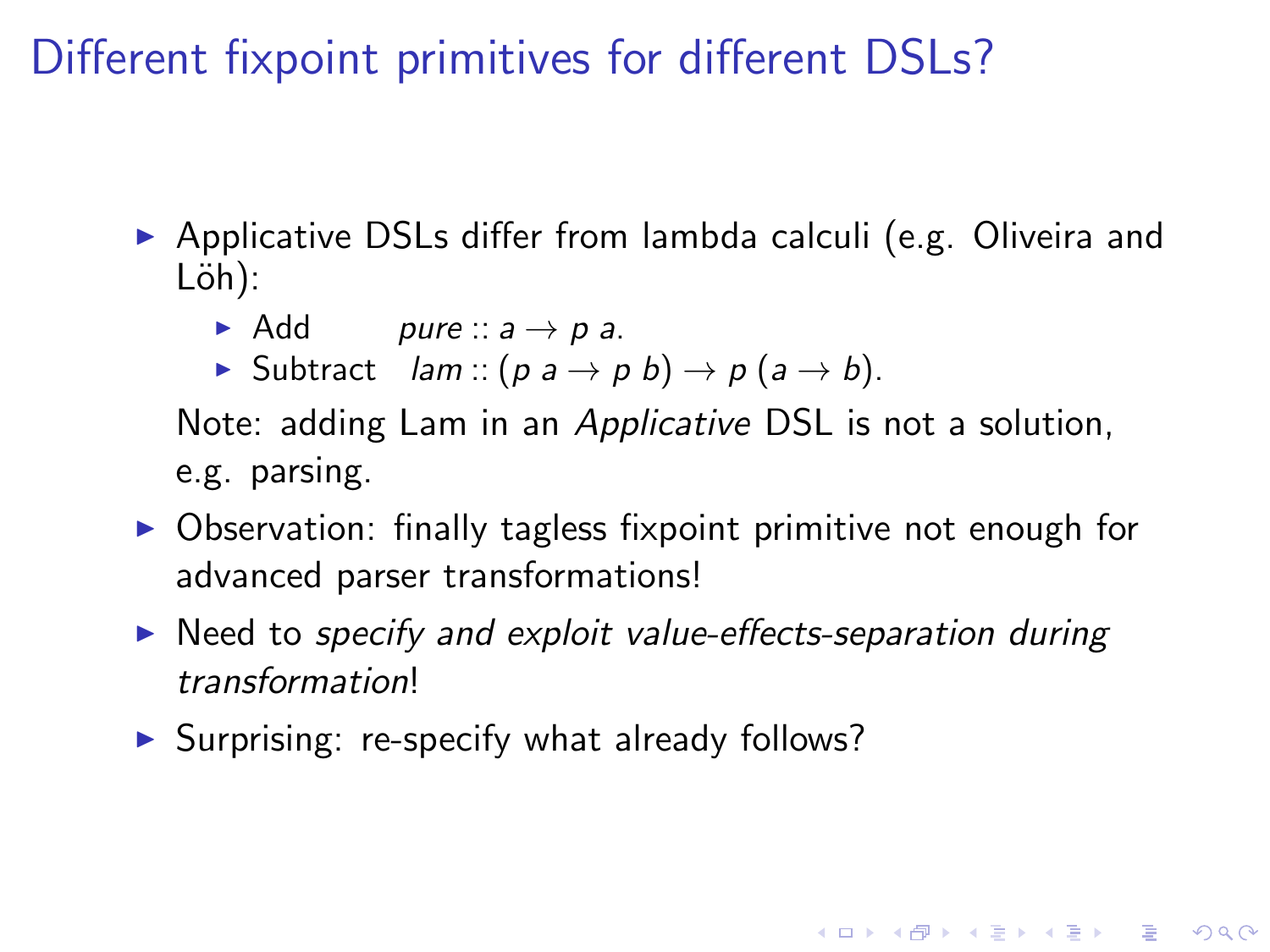# Different fixpoint primitives for different DSLs?

- Applicative DSLs differ from lambda calculi (e.g. Oliveira and Löh):
  - Add $\quad pure :: a \rightarrow p\ a$.
  - Subtract $\quad lam :: (p\ a \rightarrow p\ b) \rightarrow p\ (a \rightarrow b)$.

  Note: adding Lam in an *Applicative* DSL is not a solution, e.g. parsing.
- Observation: finally tagless fixpoint primitive not enough for advanced parser transformations!
- Need to *specify and exploit value-effects-separation during transformation*!
- Surprising: re-specify what already follows?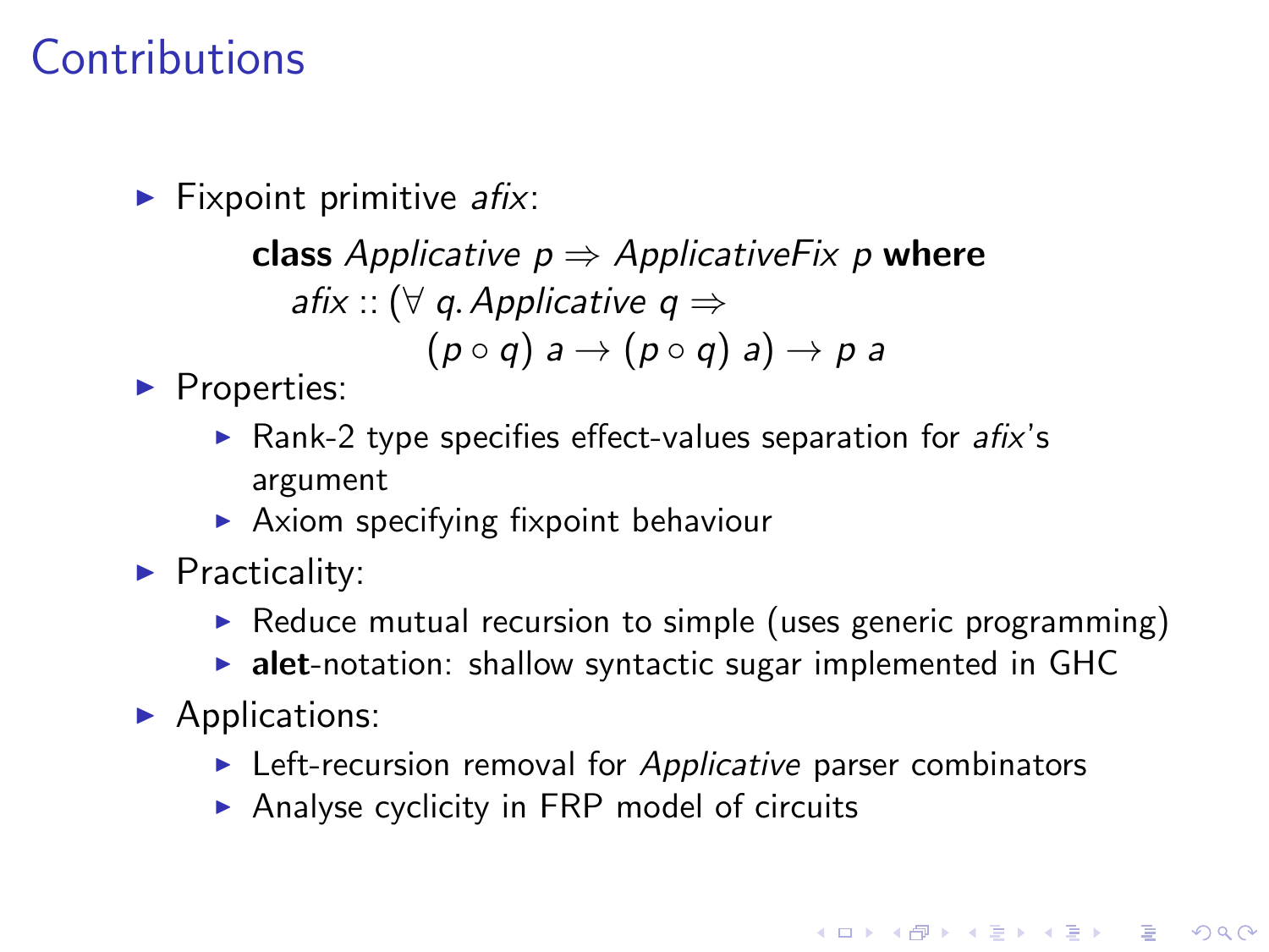# Contributions

- Fixpoint primitive *afix*:

$$\begin{array}{l} \textbf{class}\ \mathit{Applicative}\ p \Rightarrow \mathit{ApplicativeFix}\ p\ \textbf{where} \\ \quad \mathit{afix} :: (\forall\, q.\, \mathit{Applicative}\ q \Rightarrow \\ \qquad\qquad\qquad (p \circ q)\ a \rightarrow (p \circ q)\ a) \rightarrow p\ a \end{array}$$

- Properties:
  - Rank-2 type specifies effect-values separation for *afix*'s argument
  - Axiom specifying fixpoint behaviour
- Practicality:
  - Reduce mutual recursion to simple (uses generic programming)
  - **alet**-notation: shallow syntactic sugar implemented in GHC
- Applications:
  - Left-recursion removal for *Applicative* parser combinators
  - Analyse cyclicity in FRP model of circuits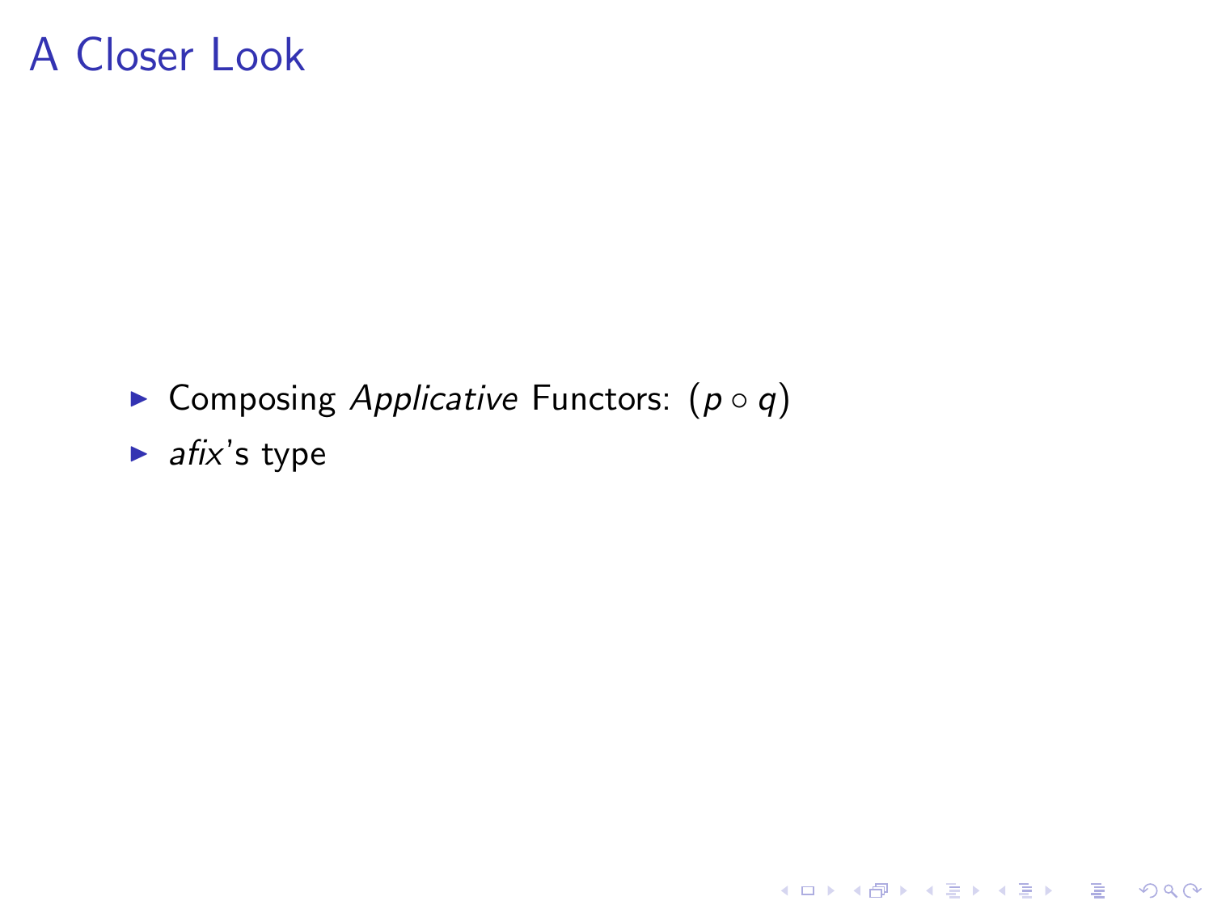# A Closer Look

- Composing *Applicative* Functors: $(p \circ q)$
- *afix*'s type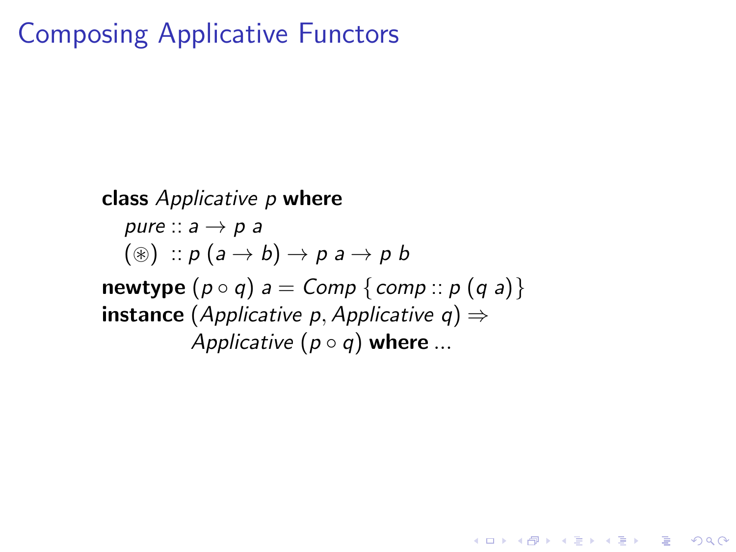# Composing Applicative Functors

```
class Applicative p where
  pure :: a → p a
  (⊛)  :: p (a → b) → p a → p b
newtype (p ∘ q) a = Comp { comp :: p (q a) }
instance (Applicative p, Applicative q) ⇒
         Applicative (p ∘ q) where ...
```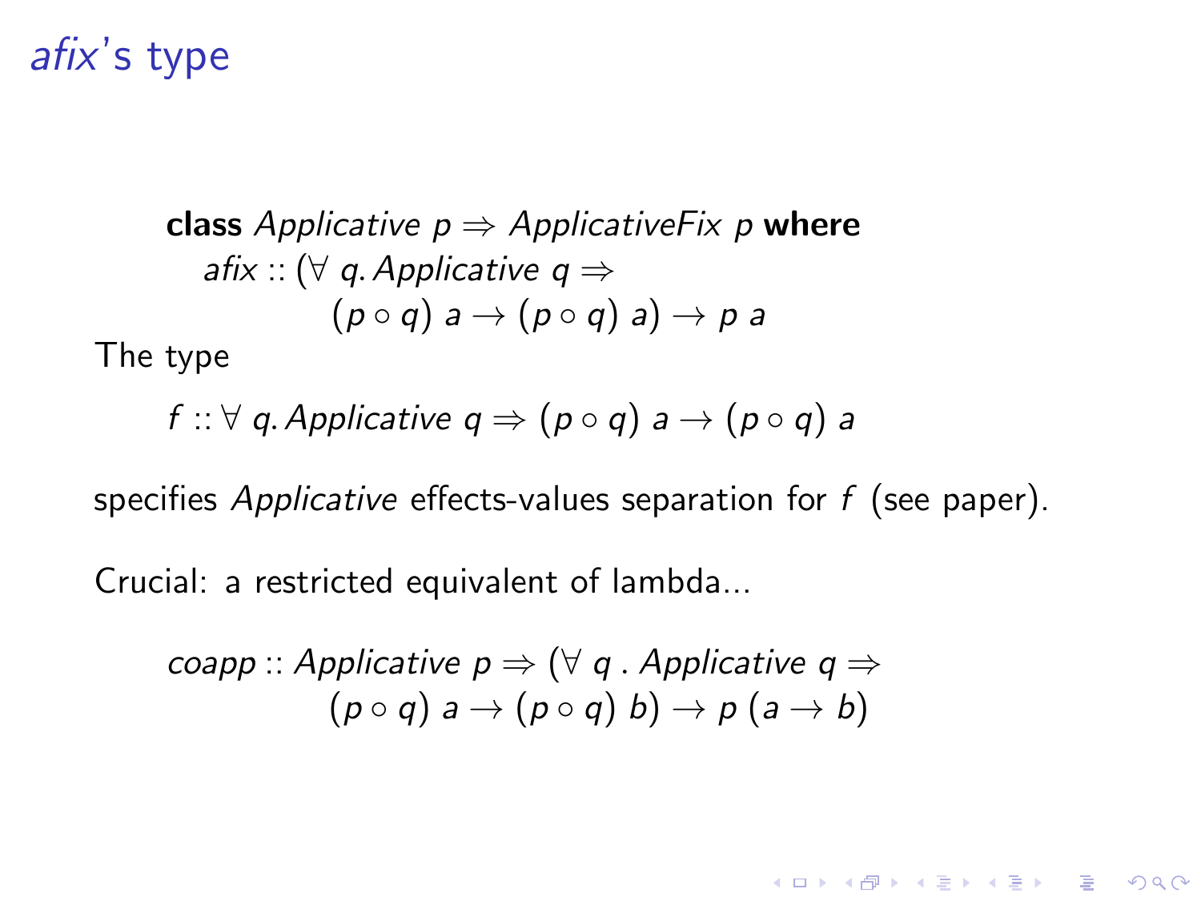# *afix*'s type

$$
\begin{array}{l}
\textbf{class } \mathit{Applicative}\ p \Rightarrow \mathit{ApplicativeFix}\ p \textbf{ where} \\
\quad \mathit{afix} :: (\forall\ q.\, \mathit{Applicative}\ q \Rightarrow \\
\qquad\qquad (p \circ q)\ a \rightarrow (p \circ q)\ a) \rightarrow p\ a
\end{array}
$$

The type

$$
f :: \forall\ q.\, \mathit{Applicative}\ q \Rightarrow (p \circ q)\ a \rightarrow (p \circ q)\ a
$$

specifies *Applicative* effects-values separation for $f$ (see paper).

Crucial: a restricted equivalent of lambda...

$$
\begin{array}{l}
\mathit{coapp} :: \mathit{Applicative}\ p \Rightarrow (\forall\ q\ .\ \mathit{Applicative}\ q \Rightarrow \\
\qquad\qquad (p \circ q)\ a \rightarrow (p \circ q)\ b) \rightarrow p\ (a \rightarrow b)
\end{array}
$$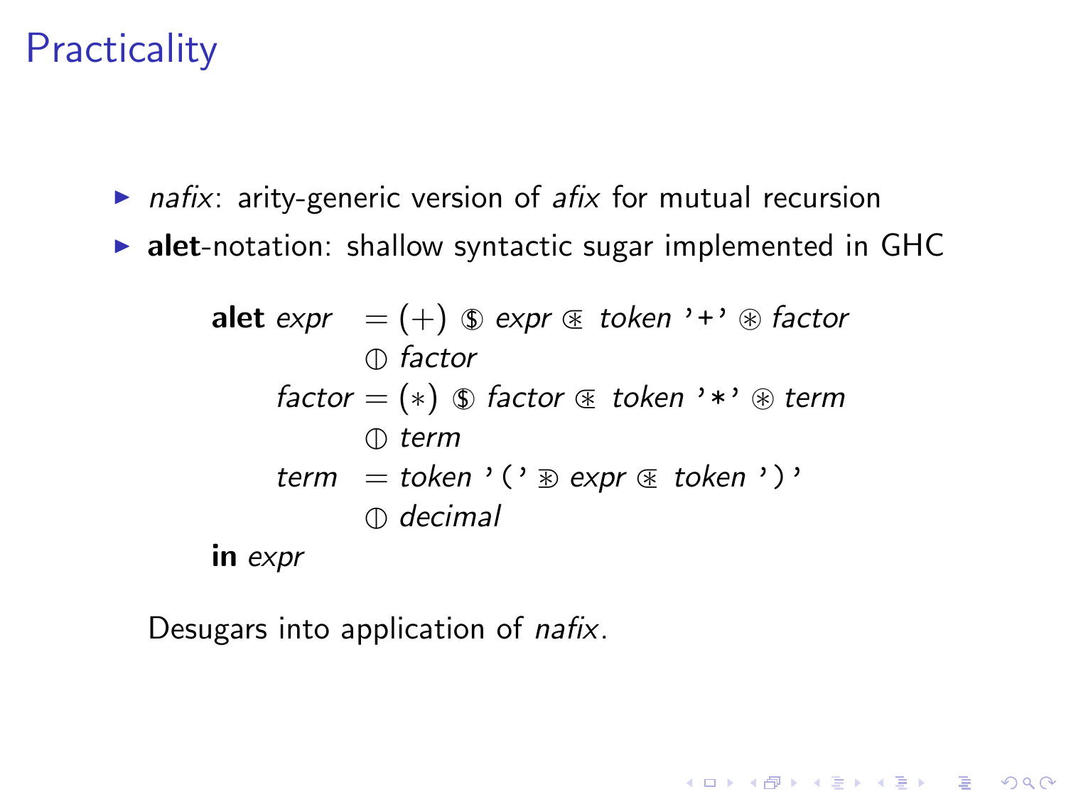# Practicality

- *nafix*: arity-generic version of *afix* for mutual recursion
- **alet**-notation: shallow syntactic sugar implemented in GHC

$$
\begin{array}{lll}
\textbf{alet}\ \mathit{expr} & = & (+)\ \circledS\ \mathit{expr}\ \circledast\!\!<\ \mathit{token}\ \texttt{'+'}\ \circledast\ \mathit{factor} \\
 & & \oplus\ \mathit{factor} \\
\quad \mathit{factor} & = & (*)\ \circledS\ \mathit{factor}\ \circledast\!\!<\ \mathit{token}\ \texttt{'*'}\ \circledast\ \mathit{term} \\
 & & \oplus\ \mathit{term} \\
\quad \mathit{term} & = & \mathit{token}\ \texttt{'('}\ \circledast\!\!>\ \mathit{expr}\ \circledast\!\!<\ \mathit{token}\ \texttt{')'} \\
 & & \oplus\ \mathit{decimal} \\
\textbf{in}\ \mathit{expr} & &
\end{array}
$$

Desugars into application of *nafix*.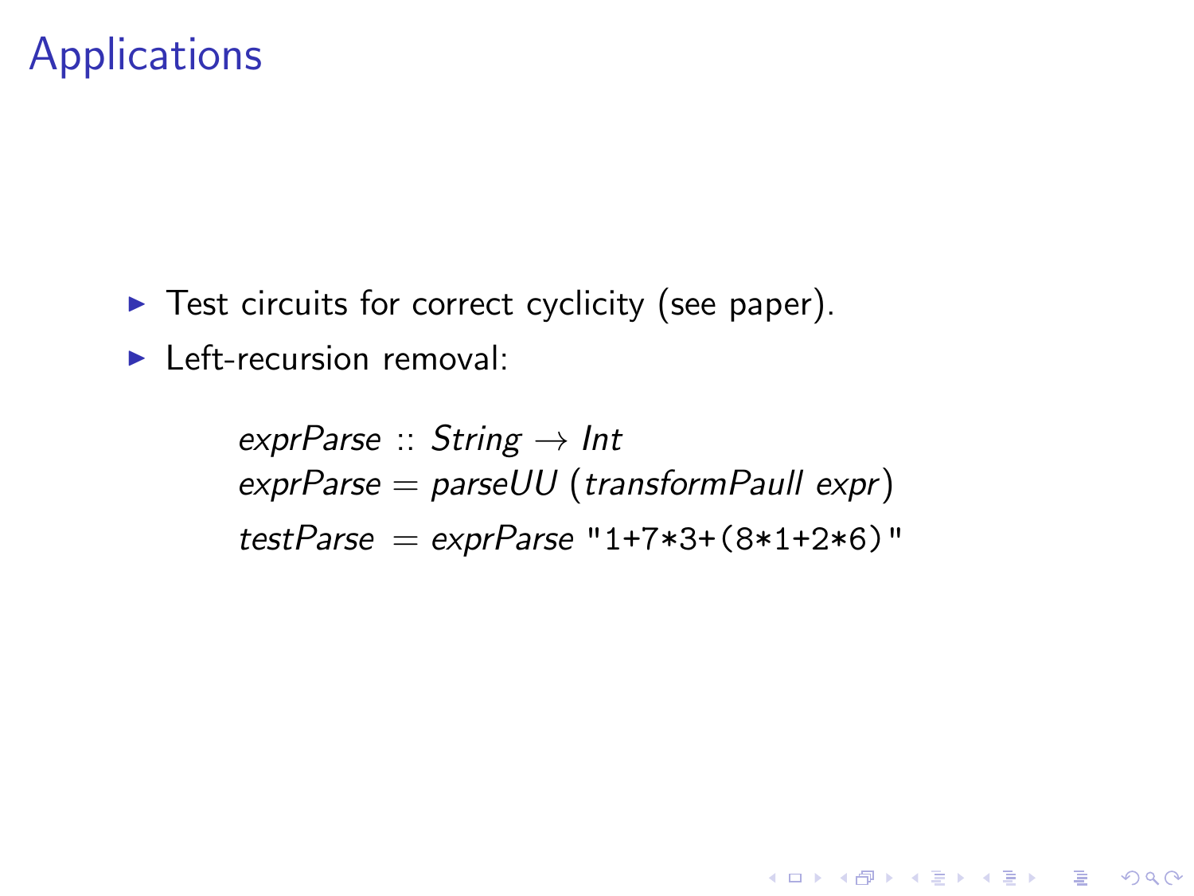# Applications

- Test circuits for correct cyclicity (see paper).
- Left-recursion removal:

```
exprParse :: String → Int
exprParse = parseUU (transformPaull expr)
testParse  = exprParse "1+7*3+(8*1+2*6)"
```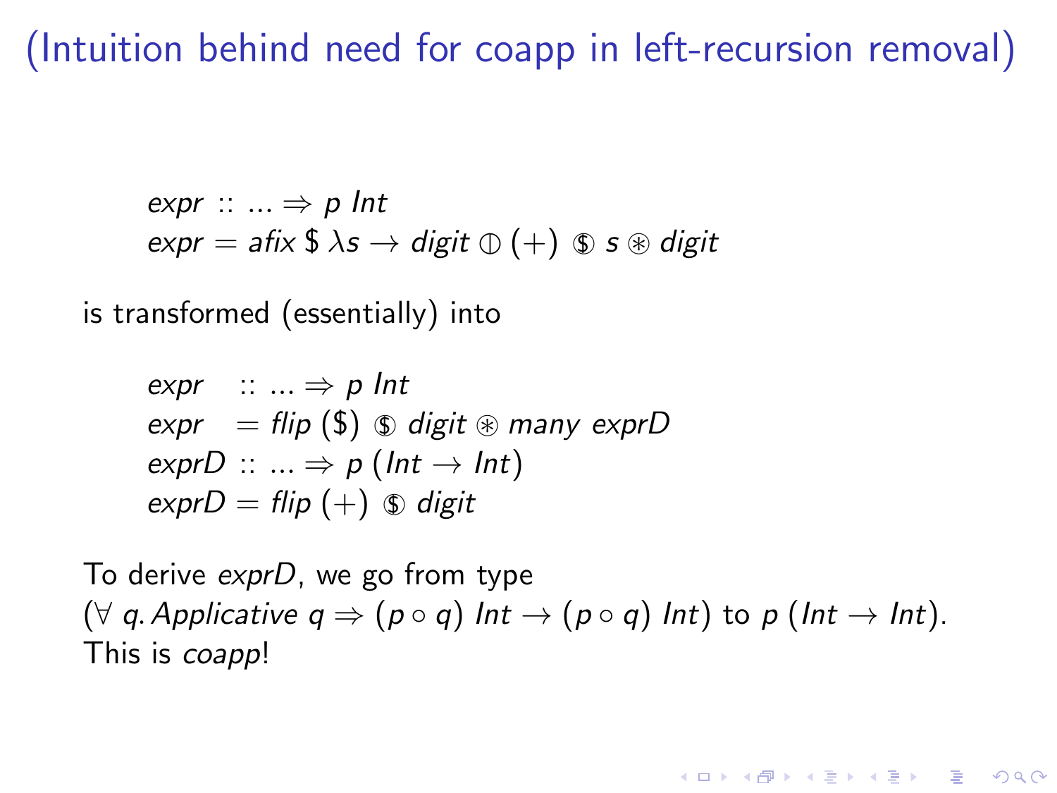# (Intuition behind need for coapp in left-recursion removal)

$$
\begin{aligned}
&\mathit{expr} :: \ldots \Rightarrow p\ \mathit{Int} \\
&\mathit{expr} = \mathit{afix}\ \$\ \lambda s \rightarrow \mathit{digit} \oplus (+) \circledS\ s \circledast \mathit{digit}
\end{aligned}
$$

is transformed (essentially) into

$$
\begin{aligned}
&\mathit{expr} \quad :: \ldots \Rightarrow p\ \mathit{Int} \\
&\mathit{expr} \quad = \mathit{flip}\ (\$) \circledS\ \mathit{digit} \circledast \mathit{many}\ \mathit{exprD} \\
&\mathit{exprD} :: \ldots \Rightarrow p\ (\mathit{Int} \rightarrow \mathit{Int}) \\
&\mathit{exprD} = \mathit{flip}\ (+) \circledS\ \mathit{digit}
\end{aligned}
$$

To derive *exprD*, we go from type $(\forall\, q. \mathit{Applicative}\ q \Rightarrow (p \circ q)\ \mathit{Int} \rightarrow (p \circ q)\ \mathit{Int})$ to $p\ (\mathit{Int} \rightarrow \mathit{Int})$.
This is *coapp*!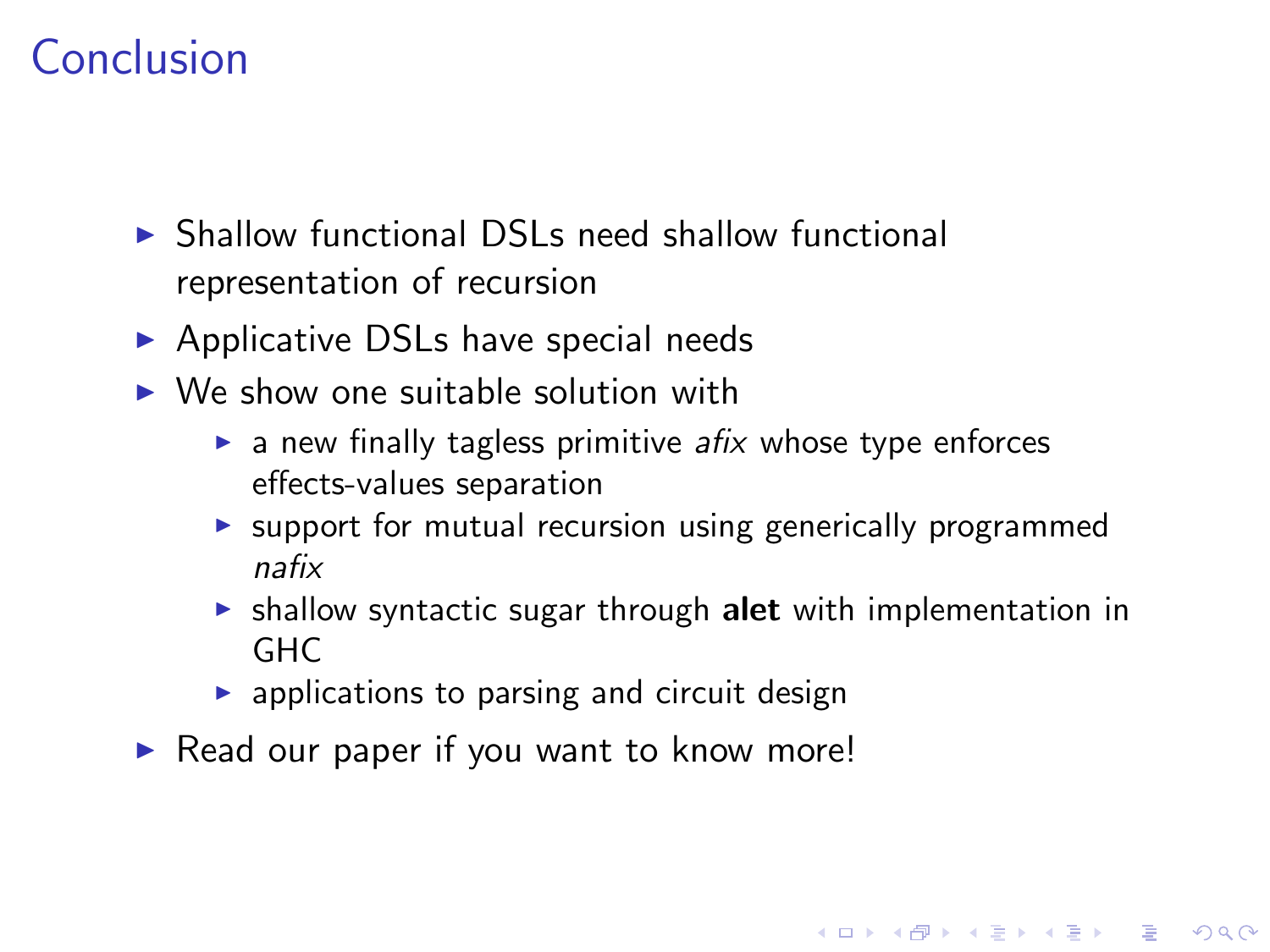# Conclusion

- Shallow functional DSLs need shallow functional representation of recursion
- Applicative DSLs have special needs
- We show one suitable solution with
  - a new finally tagless primitive *afix* whose type enforces effects-values separation
  - support for mutual recursion using generically programmed *nafix*
  - shallow syntactic sugar through **alet** with implementation in GHC
  - applications to parsing and circuit design
- Read our paper if you want to know more!